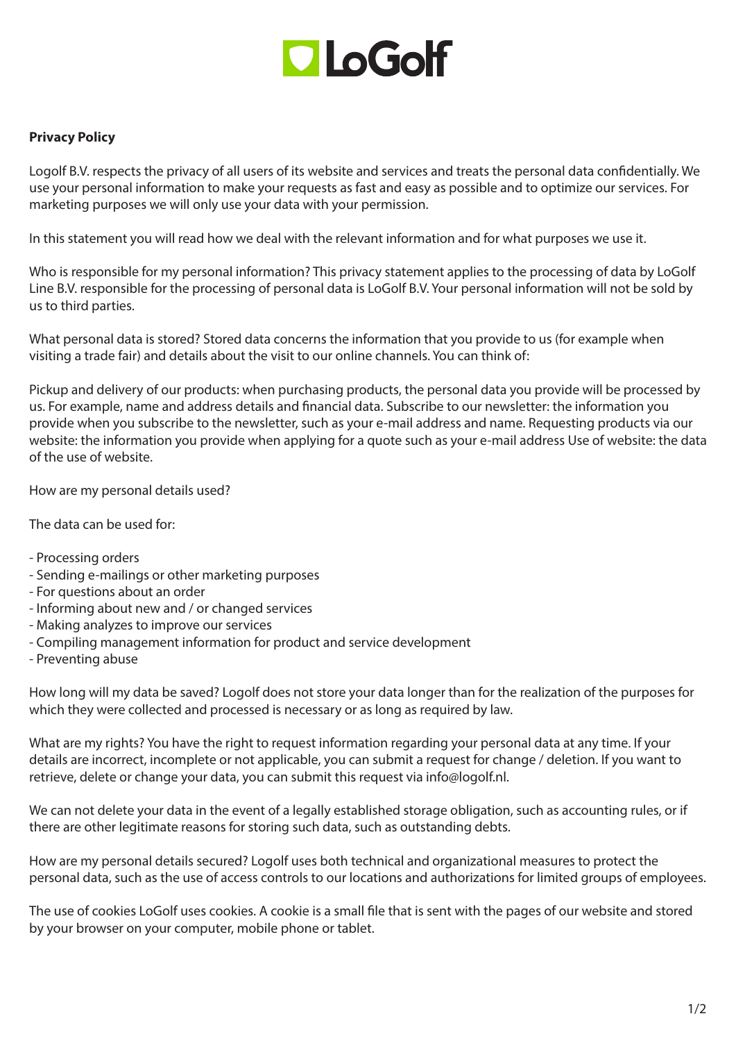**Privacy Policy**

Logolf B.V. respects the privacy of all users of its website and services and treats the personal data confidentially. We use your personal information to make your requests as fast and easy as possible and to optimize our services. For marketing purposes we will only use your data with your permission.

In this statement you will read how we deal with the relevant information and for what purposes we use it.

Who is responsible for my personal information? This privacy statement applies to the processing of data by LoGolf Line B.V. responsible for the processing of personal data is LoGolf B.V. Your personal information will not be sold by us to third parties.

What personal data is stored? Stored data concerns the information that you provide to us (for example when visiting a trade fair) and details about the visit to our online channels. You can think of:

Pickup and delivery of our products: when purchasing products, the personal data you provide will be processed by us. For example, name and address details and financial data. Subscribe to our newsletter: the information you provide when you subscribe to the newsletter, such as your e-mail address and name. Requesting products via our website: the information you provide when applying for a quote such as your e-mail address Use of website: the data of the use of website.

How are my personal details used?

The data can be used for:

- Processing orders
- Sending e-mailings or other marketing purposes
- For questions about an order
- Informing about new and / or changed services
- Making analyzes to improve our services
- Compiling management information for product and service development
- Preventing abuse

How long will my data be saved? Logolf does not store your data longer than for the realization of the purposes for which they were collected and processed is necessary or as long as required by law.

What are my rights? You have the right to request information regarding your personal data at any time. If your details are incorrect, incomplete or not applicable, you can submit a request for change / deletion. If you want to retrieve, delete or change your data, you can submit this request via info@logolf.nl.

We can not delete your data in the event of a legally established storage obligation, such as accounting rules, or if there are other legitimate reasons for storing such data, such as outstanding debts.

How are my personal details secured? Logolf uses both technical and organizational measures to protect the personal data, such as the use of access controls to our locations and authorizations for limited groups of employees.

The use of cookies LoGolf uses cookies. A cookie is a small file that is sent with the pages of our website and stored by your browser on your computer, mobile phone or tablet.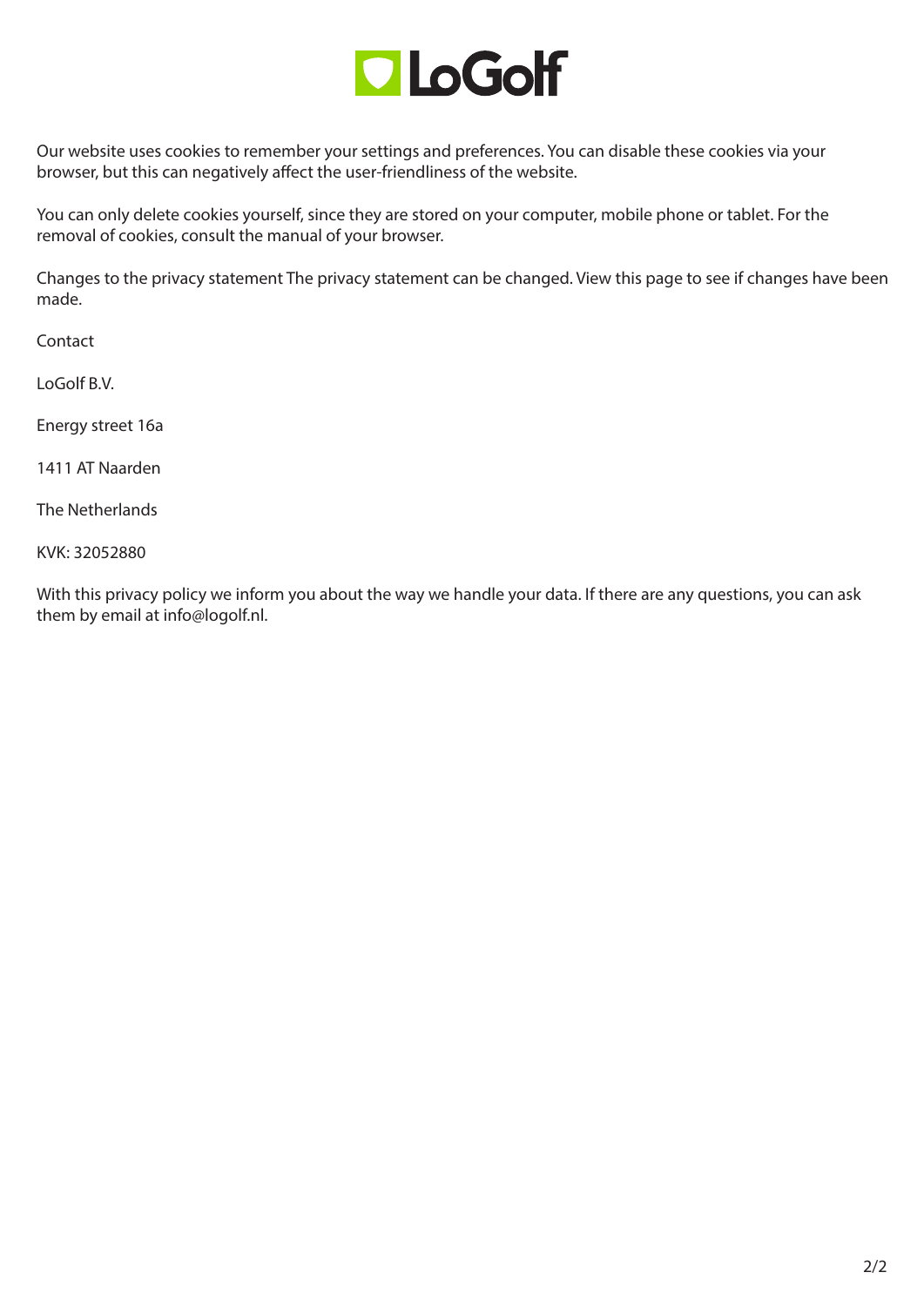Our website uses cookies to remember your settings and preferences. You can disable these cookies via your browser, but this can negatively affect the user-friendliness of the website.

You can only delete cookies yourself, since they are stored on your computer, mobile phone or tablet. For the removal of cookies, consult the manual of your browser.

Changes to the privacy statement The privacy statement can be changed. View this page to see if changes have been made.

Contact

LoGolf B.V.

Energy street 16a

1411 AT Naarden

The Netherlands

KVK: 32052880

With this privacy policy we inform you about the way we handle your data. If there are any questions, you can ask them by email at info@logolf.nl.